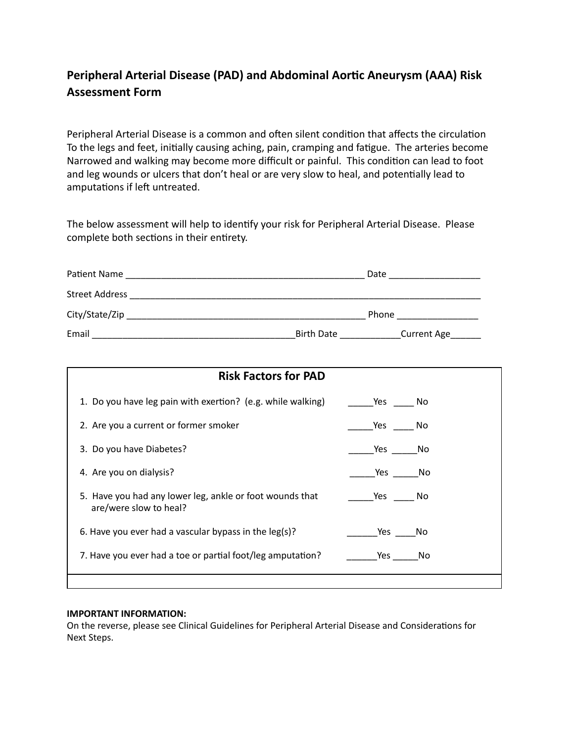# Peripheral Arterial Disease (PAD) and Abdominal Aortic Aneurysm (AAA) Risk Assessment Form

Peripheral Arterial Disease is a common and often silent condition that affects the circulation To the legs and feet, initially causing aching, pain, cramping and fatigue. The arteries become Narrowed and walking may become more difficult or painful. This condition can lead to foot and leg wounds or ulcers that don't heal or are very slow to heal, and potentially lead to amputations if left untreated.

The below assessment will help to identify your risk for Peripheral Arterial Disease. Please complete both sections in their entirety.

Patient Name _______________________________________________ Date _________________

Street Address _______________________________________________________________________

City/State/Zip ________________________________________________ Phone ________________

Email ________________________________________Birth Date ____________Current Age______

| Risk Factors for PAD | |
|---|---|
| 1. Do you have leg pain with exertion? (e.g. while walking) | _____Yes ____ No |
| 2. Are you a current or former smoker | _____Yes ____ No |
| 3. Do you have Diabetes? | _____Yes _____No |
| 4. Are you on dialysis? | _____Yes _____No |
| 5. Have you had any lower leg, ankle or foot wounds that are/were slow to heal? | _____Yes ____ No |
| 6. Have you ever had a vascular bypass in the leg(s)? | ______Yes ____No |
| 7. Have you ever had a toe or partial foot/leg amputation? | ______Yes _____No |

**IMPORTANT INFORMATION:**
On the reverse, please see Clinical Guidelines for Peripheral Arterial Disease and Considerations for Next Steps.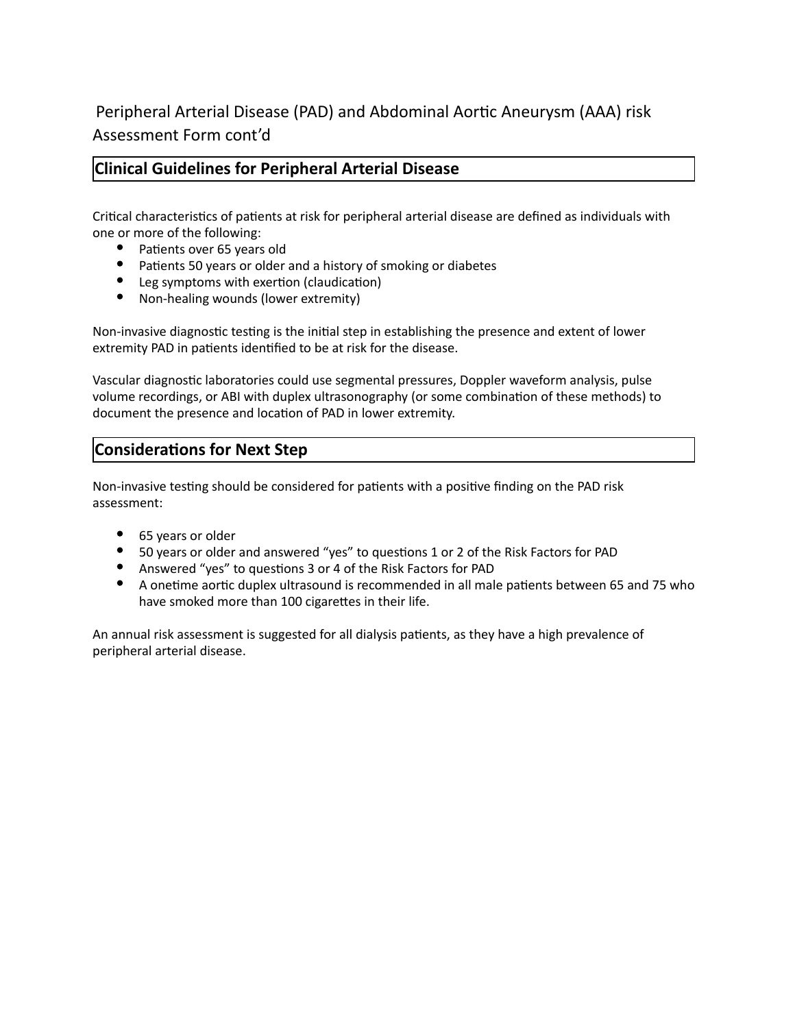# Peripheral Arterial Disease (PAD) and Abdominal Aortic Aneurysm (AAA) risk Assessment Form cont'd

## Clinical Guidelines for Peripheral Arterial Disease

Critical characteristics of patients at risk for peripheral arterial disease are defined as individuals with one or more of the following:

- Patients over 65 years old
- Patients 50 years or older and a history of smoking or diabetes
- Leg symptoms with exertion (claudication)
- Non-healing wounds (lower extremity)

Non-invasive diagnostic testing is the initial step in establishing the presence and extent of lower extremity PAD in patients identified to be at risk for the disease.

Vascular diagnostic laboratories could use segmental pressures, Doppler waveform analysis, pulse volume recordings, or ABI with duplex ultrasonography (or some combination of these methods) to document the presence and location of PAD in lower extremity.

## Considerations for Next Step

Non-invasive testing should be considered for patients with a positive finding on the PAD risk assessment:

- 65 years or older
- 50 years or older and answered "yes" to questions 1 or 2 of the Risk Factors for PAD
- Answered "yes" to questions 3 or 4 of the Risk Factors for PAD
- A onetime aortic duplex ultrasound is recommended in all male patients between 65 and 75 who have smoked more than 100 cigarettes in their life.

An annual risk assessment is suggested for all dialysis patients, as they have a high prevalence of peripheral arterial disease.